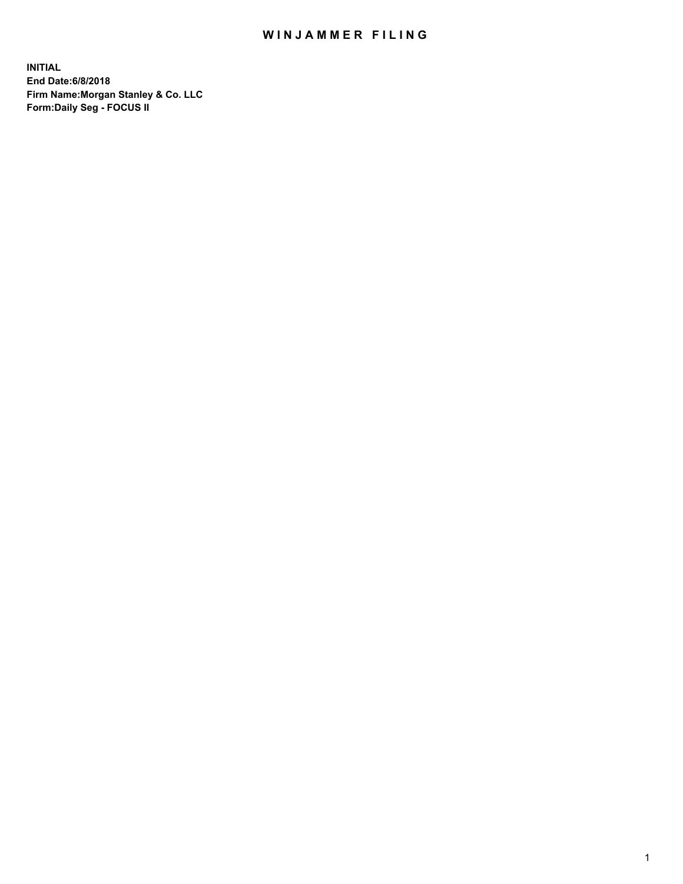# WINJAMMER FILING

**INITIAL**
**End Date:6/8/2018**
**Firm Name:Morgan Stanley & Co. LLC**
**Form:Daily Seg - FOCUS II**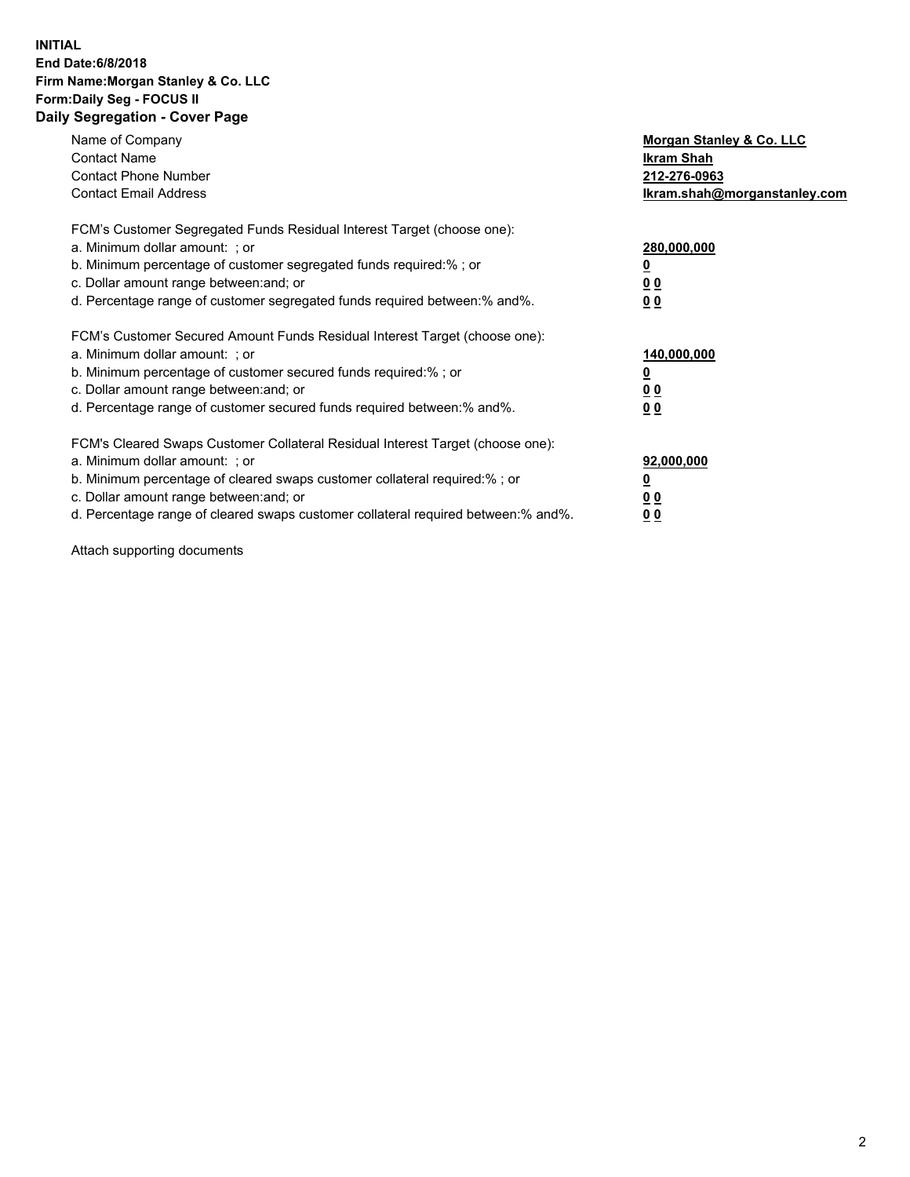**INITIAL**
**End Date:6/8/2018**
**Firm Name:Morgan Stanley & Co. LLC**
**Form:Daily Seg - FOCUS II**
**Daily Segregation - Cover Page**

| | |
|---|---|
| Name of Company | **Morgan Stanley & Co. LLC** |
| Contact Name | **Ikram Shah** |
| Contact Phone Number | **212-276-0963** |
| Contact Email Address | **Ikram.shah@morganstanley.com** |

FCM's Customer Segregated Funds Residual Interest Target (choose one):

| | |
|---|---|
| a. Minimum dollar amount: ; or | **280,000,000** |
| b. Minimum percentage of customer segregated funds required:% ; or | **0** |
| c. Dollar amount range between:and; or | **0 0** |
| d. Percentage range of customer segregated funds required between:% and%. | **0 0** |

FCM's Customer Secured Amount Funds Residual Interest Target (choose one):

| | |
|---|---|
| a. Minimum dollar amount: ; or | **140,000,000** |
| b. Minimum percentage of customer secured funds required:% ; or | **0** |
| c. Dollar amount range between:and; or | **0 0** |
| d. Percentage range of customer secured funds required between:% and%. | **0 0** |

FCM's Cleared Swaps Customer Collateral Residual Interest Target (choose one):

| | |
|---|---|
| a. Minimum dollar amount: ; or | **92,000,000** |
| b. Minimum percentage of cleared swaps customer collateral required:% ; or | **0** |
| c. Dollar amount range between:and; or | **0 0** |
| d. Percentage range of cleared swaps customer collateral required between:% and%. | **0 0** |

Attach supporting documents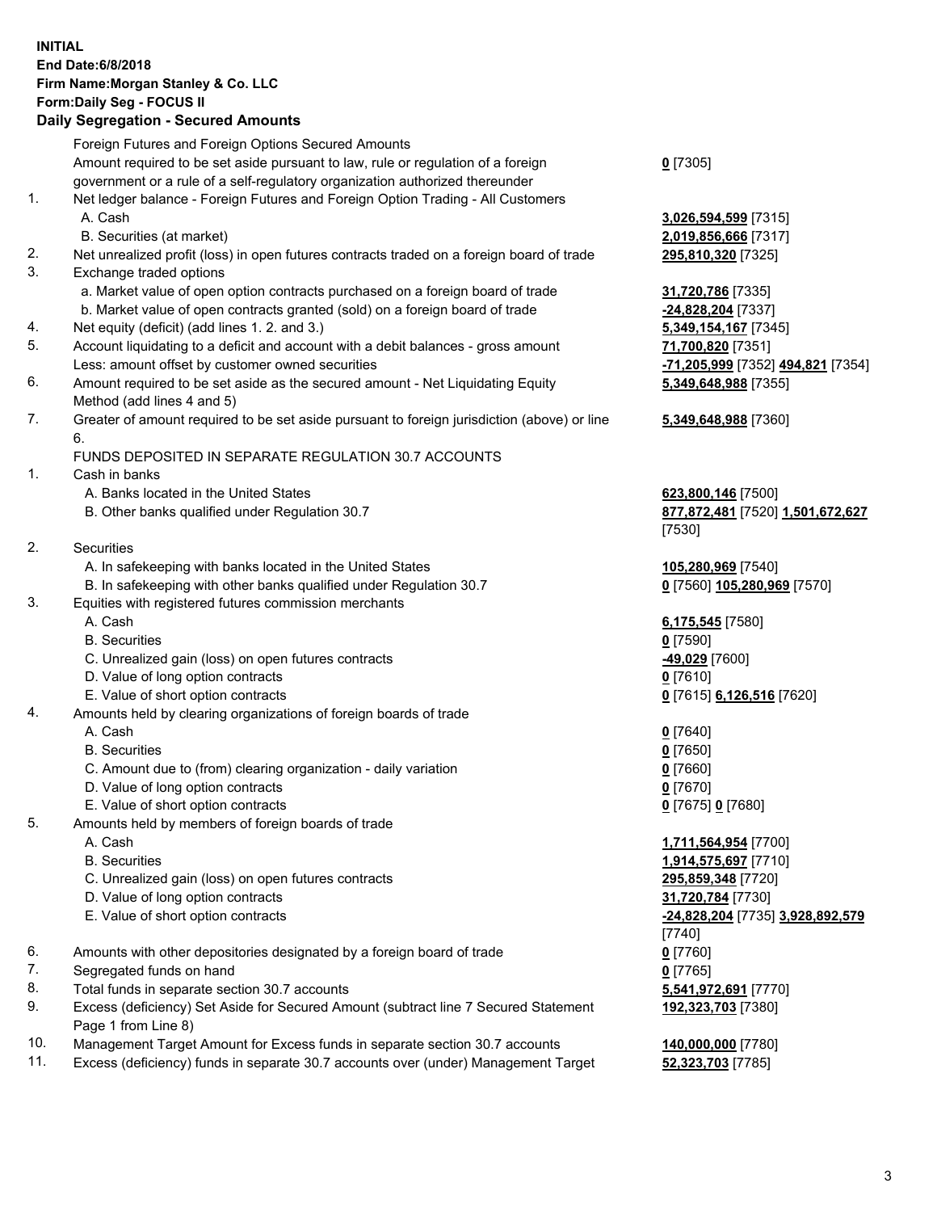**INITIAL**
**End Date:6/8/2018**
**Firm Name:Morgan Stanley & Co. LLC**
**Form:Daily Seg - FOCUS II**
**Daily Segregation - Secured Amounts**

| | | |
|---|---|---|
| | Foreign Futures and Foreign Options Secured Amounts | |
| | Amount required to be set aside pursuant to law, rule or regulation of a foreign government or a rule of a self-regulatory organization authorized thereunder | **0** [7305] |
| 1. | Net ledger balance - Foreign Futures and Foreign Option Trading - All Customers | |
| | A. Cash | **3,026,594,599** [7315] |
| | B. Securities (at market) | **2,019,856,666** [7317] |
| 2. | Net unrealized profit (loss) in open futures contracts traded on a foreign board of trade | **295,810,320** [7325] |
| 3. | Exchange traded options | |
| | a. Market value of open option contracts purchased on a foreign board of trade | **31,720,786** [7335] |
| | b. Market value of open contracts granted (sold) on a foreign board of trade | **-24,828,204** [7337] |
| 4. | Net equity (deficit) (add lines 1. 2. and 3.) | **5,349,154,167** [7345] |
| 5. | Account liquidating to a deficit and account with a debit balances - gross amount | **71,700,820** [7351] |
| | Less: amount offset by customer owned securities | **-71,205,999** [7352] **494,821** [7354] |
| 6. | Amount required to be set aside as the secured amount - Net Liquidating Equity Method (add lines 4 and 5) | **5,349,648,988** [7355] |
| 7. | Greater of amount required to be set aside pursuant to foreign jurisdiction (above) or line 6. | **5,349,648,988** [7360] |
| | FUNDS DEPOSITED IN SEPARATE REGULATION 30.7 ACCOUNTS | |
| 1. | Cash in banks | |
| | A. Banks located in the United States | **623,800,146** [7500] |
| | B. Other banks qualified under Regulation 30.7 | **877,872,481** [7520] **1,501,672,627** [7530] |
| 2. | Securities | |
| | A. In safekeeping with banks located in the United States | **105,280,969** [7540] |
| | B. In safekeeping with other banks qualified under Regulation 30.7 | **0** [7560] **105,280,969** [7570] |
| 3. | Equities with registered futures commission merchants | |
| | A. Cash | **6,175,545** [7580] |
| | B. Securities | **0** [7590] |
| | C. Unrealized gain (loss) on open futures contracts | **-49,029** [7600] |
| | D. Value of long option contracts | **0** [7610] |
| | E. Value of short option contracts | **0** [7615] **6,126,516** [7620] |
| 4. | Amounts held by clearing organizations of foreign boards of trade | |
| | A. Cash | **0** [7640] |
| | B. Securities | **0** [7650] |
| | C. Amount due to (from) clearing organization - daily variation | **0** [7660] |
| | D. Value of long option contracts | **0** [7670] |
| | E. Value of short option contracts | **0** [7675] **0** [7680] |
| 5. | Amounts held by members of foreign boards of trade | |
| | A. Cash | **1,711,564,954** [7700] |
| | B. Securities | **1,914,575,697** [7710] |
| | C. Unrealized gain (loss) on open futures contracts | **295,859,348** [7720] |
| | D. Value of long option contracts | **31,720,784** [7730] |
| | E. Value of short option contracts | **-24,828,204** [7735] **3,928,892,579** [7740] |
| 6. | Amounts with other depositories designated by a foreign board of trade | **0** [7760] |
| 7. | Segregated funds on hand | **0** [7765] |
| 8. | Total funds in separate section 30.7 accounts | **5,541,972,691** [7770] |
| 9. | Excess (deficiency) Set Aside for Secured Amount (subtract line 7 Secured Statement Page 1 from Line 8) | **192,323,703** [7380] |
| 10. | Management Target Amount for Excess funds in separate section 30.7 accounts | **140,000,000** [7780] |
| 11. | Excess (deficiency) funds in separate 30.7 accounts over (under) Management Target | **52,323,703** [7785] |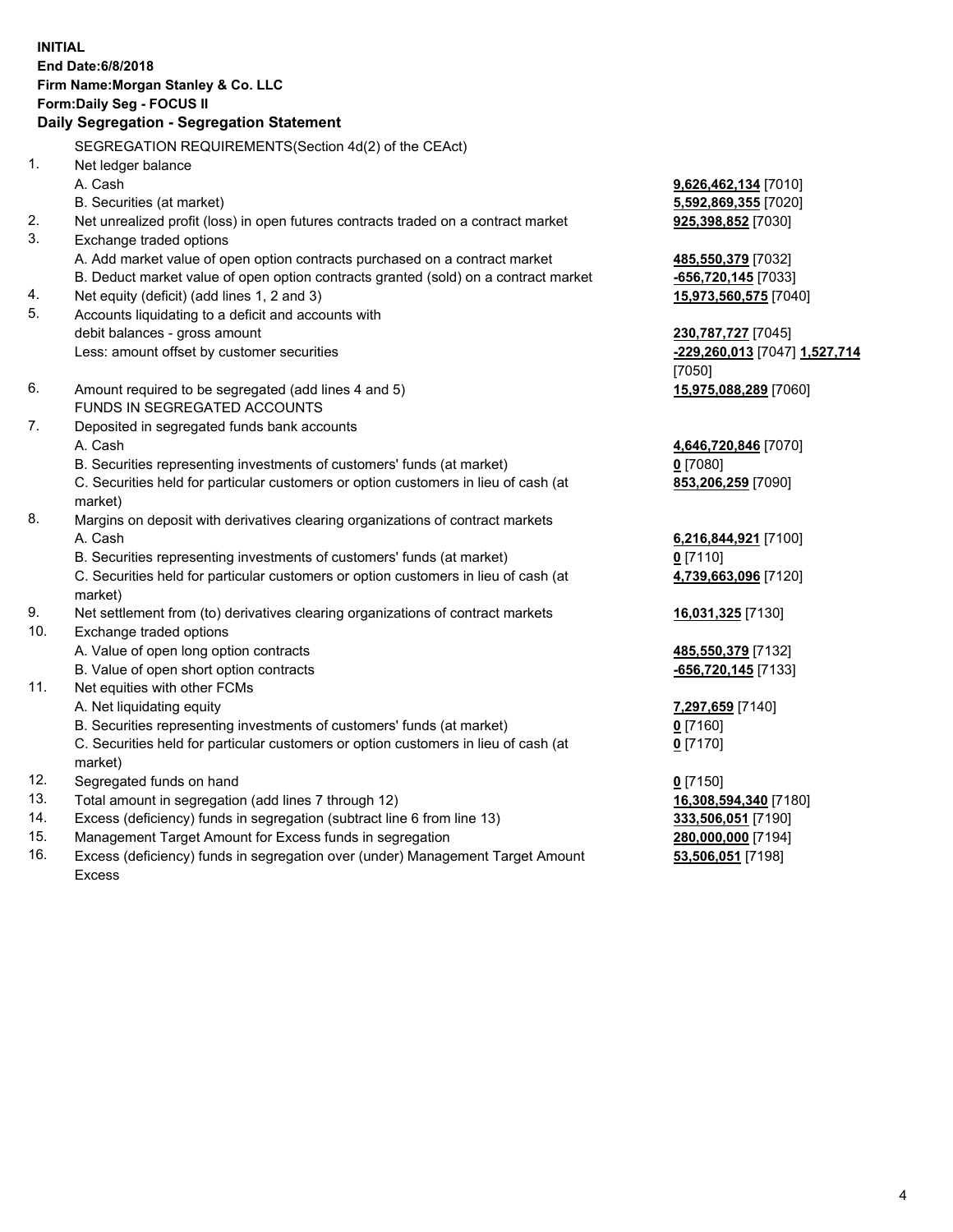**INITIAL**
**End Date:6/8/2018**
**Firm Name:Morgan Stanley & Co. LLC**
**Form:Daily Seg - FOCUS II**

## Daily Segregation - Segregation Statement

SEGREGATION REQUIREMENTS(Section 4d(2) of the CEAct)

| | | |
|---|---|---|
| 1. | Net ledger balance | |
| | A. Cash | **9,626,462,134** [7010] |
| | B. Securities (at market) | **5,592,869,355** [7020] |
| 2. | Net unrealized profit (loss) in open futures contracts traded on a contract market | **925,398,852** [7030] |
| 3. | Exchange traded options | |
| | A. Add market value of open option contracts purchased on a contract market | **485,550,379** [7032] |
| | B. Deduct market value of open option contracts granted (sold) on a contract market | **-656,720,145** [7033] |
| 4. | Net equity (deficit) (add lines 1, 2 and 3) | **15,973,560,575** [7040] |
| 5. | Accounts liquidating to a deficit and accounts with debit balances - gross amount | **230,787,727** [7045] |
| | Less: amount offset by customer securities | **-229,260,013** [7047] **1,527,714** [7050] |
| 6. | Amount required to be segregated (add lines 4 and 5) | **15,975,088,289** [7060] |
| | FUNDS IN SEGREGATED ACCOUNTS | |
| 7. | Deposited in segregated funds bank accounts | |
| | A. Cash | **4,646,720,846** [7070] |
| | B. Securities representing investments of customers' funds (at market) | **0** [7080] |
| | C. Securities held for particular customers or option customers in lieu of cash (at market) | **853,206,259** [7090] |
| 8. | Margins on deposit with derivatives clearing organizations of contract markets | |
| | A. Cash | **6,216,844,921** [7100] |
| | B. Securities representing investments of customers' funds (at market) | **0** [7110] |
| | C. Securities held for particular customers or option customers in lieu of cash (at market) | **4,739,663,096** [7120] |
| 9. | Net settlement from (to) derivatives clearing organizations of contract markets | **16,031,325** [7130] |
| 10. | Exchange traded options | |
| | A. Value of open long option contracts | **485,550,379** [7132] |
| | B. Value of open short option contracts | **-656,720,145** [7133] |
| 11. | Net equities with other FCMs | |
| | A. Net liquidating equity | **7,297,659** [7140] |
| | B. Securities representing investments of customers' funds (at market) | **0** [7160] |
| | C. Securities held for particular customers or option customers in lieu of cash (at market) | **0** [7170] |
| 12. | Segregated funds on hand | **0** [7150] |
| 13. | Total amount in segregation (add lines 7 through 12) | **16,308,594,340** [7180] |
| 14. | Excess (deficiency) funds in segregation (subtract line 6 from line 13) | **333,506,051** [7190] |
| 15. | Management Target Amount for Excess funds in segregation | **280,000,000** [7194] |
| 16. | Excess (deficiency) funds in segregation over (under) Management Target Amount Excess | **53,506,051** [7198] |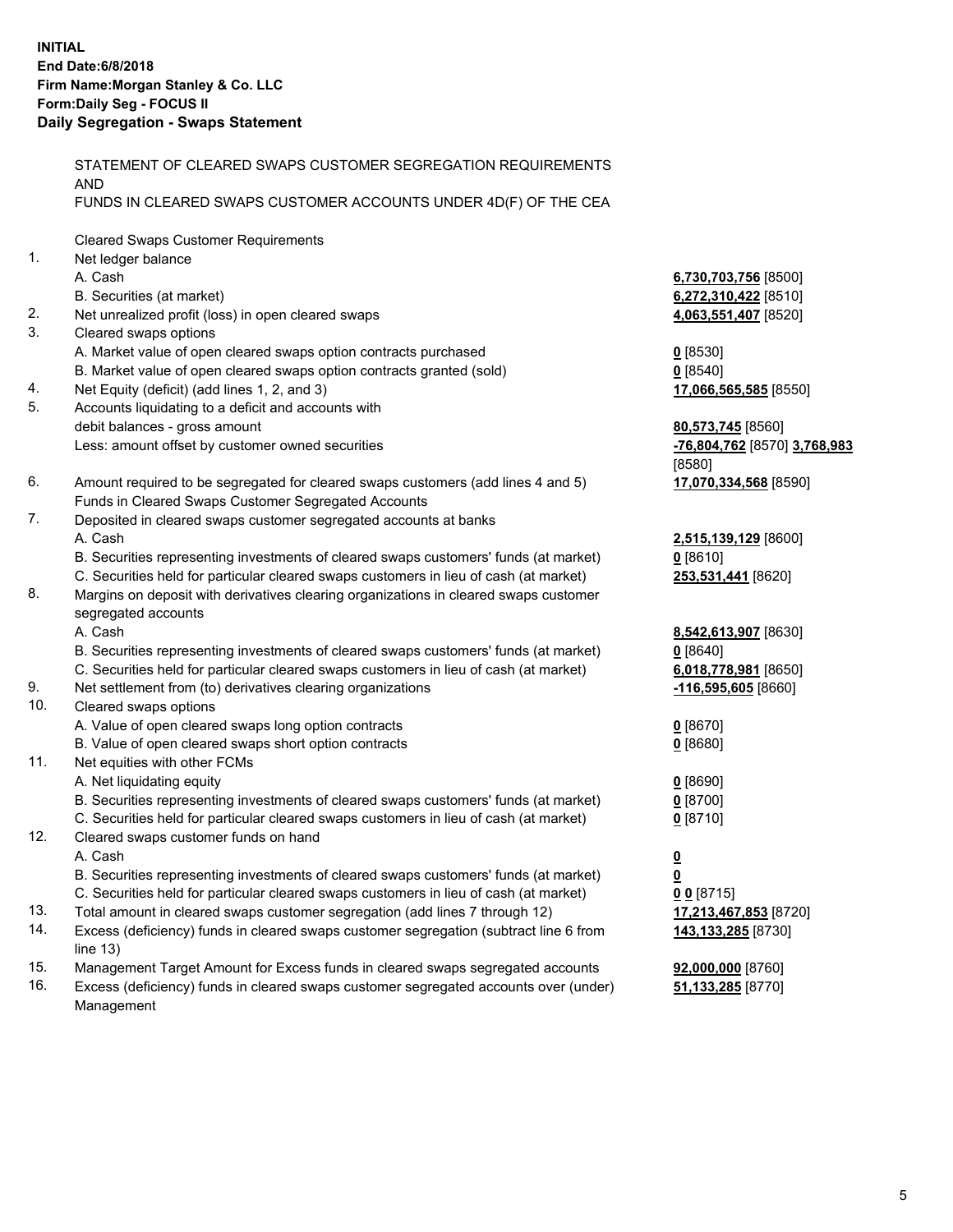**INITIAL**
**End Date:6/8/2018**
**Firm Name:Morgan Stanley & Co. LLC**
**Form:Daily Seg - FOCUS II**
**Daily Segregation - Swaps Statement**

STATEMENT OF CLEARED SWAPS CUSTOMER SEGREGATION REQUIREMENTS AND FUNDS IN CLEARED SWAPS CUSTOMER ACCOUNTS UNDER 4D(F) OF THE CEA

| | | |
|---|---|---|
| | Cleared Swaps Customer Requirements | |
| 1. | Net ledger balance | |
| | A. Cash | **6,730,703,756** [8500] |
| | B. Securities (at market) | **6,272,310,422** [8510] |
| 2. | Net unrealized profit (loss) in open cleared swaps | **4,063,551,407** [8520] |
| 3. | Cleared swaps options | |
| | A. Market value of open cleared swaps option contracts purchased | **0** [8530] |
| | B. Market value of open cleared swaps option contracts granted (sold) | **0** [8540] |
| 4. | Net Equity (deficit) (add lines 1, 2, and 3) | **17,066,565,585** [8550] |
| 5. | Accounts liquidating to a deficit and accounts with debit balances - gross amount | **80,573,745** [8560] |
| | Less: amount offset by customer owned securities | **-76,804,762** [8570] **3,768,983** [8580] |
| 6. | Amount required to be segregated for cleared swaps customers (add lines 4 and 5) | **17,070,334,568** [8590] |
| | Funds in Cleared Swaps Customer Segregated Accounts | |
| 7. | Deposited in cleared swaps customer segregated accounts at banks | |
| | A. Cash | **2,515,139,129** [8600] |
| | B. Securities representing investments of cleared swaps customers' funds (at market) | **0** [8610] |
| | C. Securities held for particular cleared swaps customers in lieu of cash (at market) | **253,531,441** [8620] |
| 8. | Margins on deposit with derivatives clearing organizations in cleared swaps customer segregated accounts | |
| | A. Cash | **8,542,613,907** [8630] |
| | B. Securities representing investments of cleared swaps customers' funds (at market) | **0** [8640] |
| | C. Securities held for particular cleared swaps customers in lieu of cash (at market) | **6,018,778,981** [8650] |
| 9. | Net settlement from (to) derivatives clearing organizations | **-116,595,605** [8660] |
| 10. | Cleared swaps options | |
| | A. Value of open cleared swaps long option contracts | **0** [8670] |
| | B. Value of open cleared swaps short option contracts | **0** [8680] |
| 11. | Net equities with other FCMs | |
| | A. Net liquidating equity | **0** [8690] |
| | B. Securities representing investments of cleared swaps customers' funds (at market) | **0** [8700] |
| | C. Securities held for particular cleared swaps customers in lieu of cash (at market) | **0** [8710] |
| 12. | Cleared swaps customer funds on hand | |
| | A. Cash | **0** |
| | B. Securities representing investments of cleared swaps customers' funds (at market) | **0** |
| | C. Securities held for particular cleared swaps customers in lieu of cash (at market) | **0** **0** [8715] |
| 13. | Total amount in cleared swaps customer segregation (add lines 7 through 12) | **17,213,467,853** [8720] |
| 14. | Excess (deficiency) funds in cleared swaps customer segregation (subtract line 6 from line 13) | **143,133,285** [8730] |
| 15. | Management Target Amount for Excess funds in cleared swaps segregated accounts | **92,000,000** [8760] |
| 16. | Excess (deficiency) funds in cleared swaps customer segregated accounts over (under) Management | **51,133,285** [8770] |